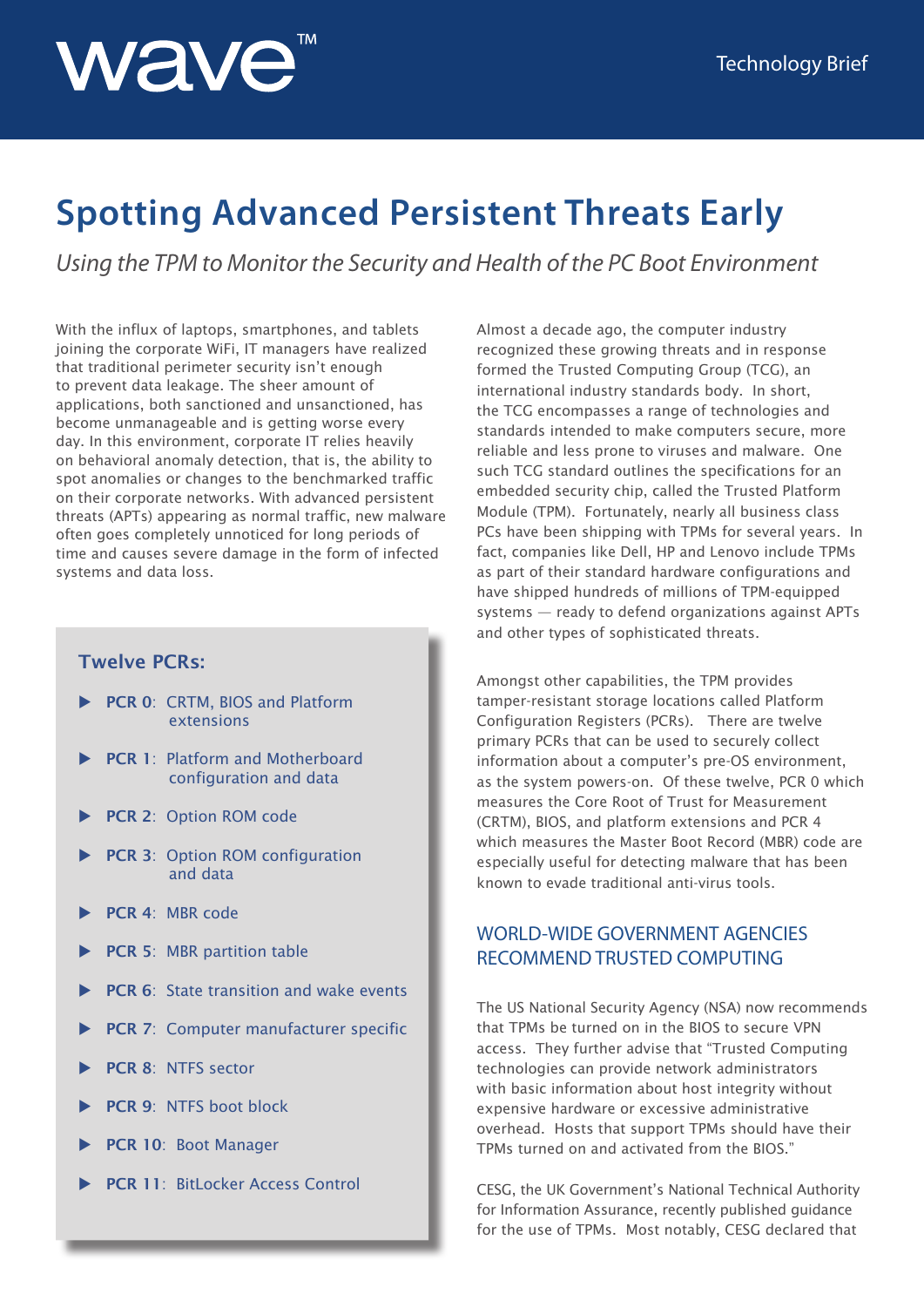wave™

Technology Brief

# Spotting Advanced Persistent Threats Early

*Using the TPM to Monitor the Security and Health of the PC Boot Environment*

With the influx of laptops, smartphones, and tablets joining the corporate WiFi, IT managers have realized that traditional perimeter security isn't enough to prevent data leakage. The sheer amount of applications, both sanctioned and unsanctioned, has become unmanageable and is getting worse every day. In this environment, corporate IT relies heavily on behavioral anomaly detection, that is, the ability to spot anomalies or changes to the benchmarked traffic on their corporate networks. With advanced persistent threats (APTs) appearing as normal traffic, new malware often goes completely unnoticed for long periods of time and causes severe damage in the form of infected systems and data loss.

### Twelve PCRs:

- **PCR 0**: CRTM, BIOS and Platform extensions
- **PCR 1**: Platform and Motherboard configuration and data
- **PCR 2**: Option ROM code
- **PCR 3**: Option ROM configuration and data
- **PCR 4**: MBR code
- **PCR 5**: MBR partition table
- **PCR 6**: State transition and wake events
- **PCR 7**: Computer manufacturer specific
- **PCR 8**: NTFS sector
- **PCR 9**: NTFS boot block
- **PCR 10**: Boot Manager
- **PCR 11**: BitLocker Access Control

Almost a decade ago, the computer industry recognized these growing threats and in response formed the Trusted Computing Group (TCG), an international industry standards body. In short, the TCG encompasses a range of technologies and standards intended to make computers secure, more reliable and less prone to viruses and malware. One such TCG standard outlines the specifications for an embedded security chip, called the Trusted Platform Module (TPM). Fortunately, nearly all business class PCs have been shipping with TPMs for several years. In fact, companies like Dell, HP and Lenovo include TPMs as part of their standard hardware configurations and have shipped hundreds of millions of TPM-equipped systems — ready to defend organizations against APTs and other types of sophisticated threats.

Amongst other capabilities, the TPM provides tamper-resistant storage locations called Platform Configuration Registers (PCRs). There are twelve primary PCRs that can be used to securely collect information about a computer's pre-OS environment, as the system powers-on. Of these twelve, PCR 0 which measures the Core Root of Trust for Measurement (CRTM), BIOS, and platform extensions and PCR 4 which measures the Master Boot Record (MBR) code are especially useful for detecting malware that has been known to evade traditional anti-virus tools.

## WORLD-WIDE GOVERNMENT AGENCIES RECOMMEND TRUSTED COMPUTING

The US National Security Agency (NSA) now recommends that TPMs be turned on in the BIOS to secure VPN access. They further advise that "Trusted Computing technologies can provide network administrators with basic information about host integrity without expensive hardware or excessive administrative overhead. Hosts that support TPMs should have their TPMs turned on and activated from the BIOS."

CESG, the UK Government's National Technical Authority for Information Assurance, recently published guidance for the use of TPMs. Most notably, CESG declared that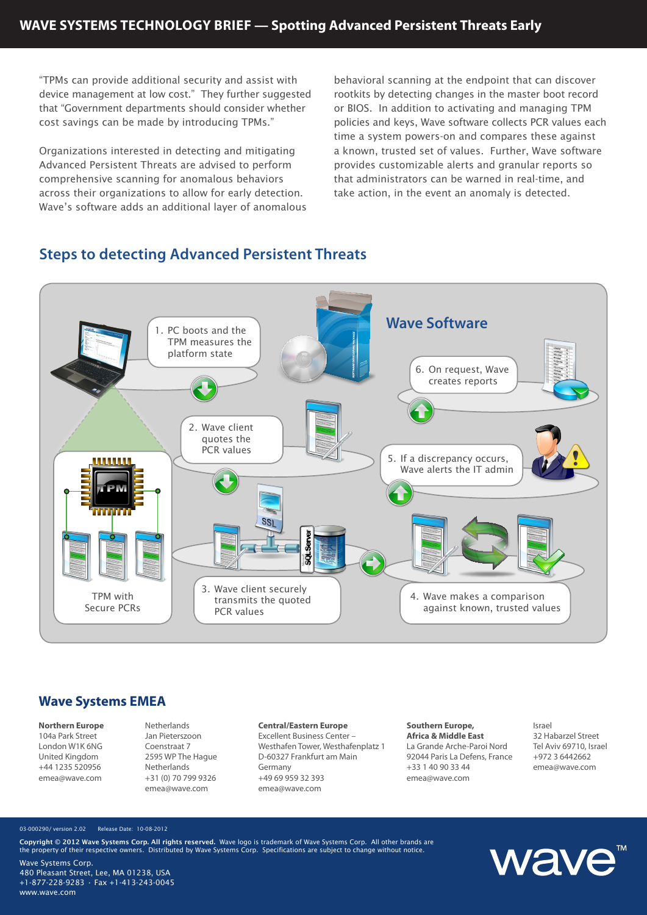"TPMs can provide additional security and assist with device management at low cost." They further suggested that "Government departments should consider whether cost savings can be made by introducing TPMs."

Organizations interested in detecting and mitigating Advanced Persistent Threats are advised to perform comprehensive scanning for anomalous behaviors across their organizations to allow for early detection. Wave's software adds an additional layer of anomalous behavioral scanning at the endpoint that can discover rootkits by detecting changes in the master boot record or BIOS. In addition to activating and managing TPM policies and keys, Wave software collects PCR values each time a system powers-on and compares these against a known, trusted set of values. Further, Wave software provides customizable alerts and granular reports so that administrators can be warned in real-time, and take action, in the event an anomaly is detected.

## Steps to detecting Advanced Persistent Threats

Wave Software

TPM with Secure PCRs

1. PC boots and the TPM measures the platform state
2. Wave client quotes the PCR values
3. Wave client securely transmits the quoted PCR values
4. Wave makes a comparison against known, trusted values
5. If a discrepancy occurs, Wave alerts the IT admin
6. On request, Wave creates reports

SSL

SQL Server

## Wave Systems EMEA

**Northern Europe**
104a Park Street
London W1K 6NG
United Kingdom
+44 1235 520956
emea@wave.com

Netherlands
Jan Pieterszoon
Coenstraat 7
2595 WP The Hague
Netherlands
+31 (0) 70 799 9326
emea@wave.com

**Central/Eastern Europe**
Excellent Business Center –
Westhafen Tower, Westhafenplatz 1
D-60327 Frankfurt am Main
Germany
+49 69 959 32 393
emea@wave.com

**Southern Europe, Africa & Middle East**
La Grande Arche-Paroi Nord
92044 Paris La Defens, France
+33 1 40 90 33 44
emea@wave.com

Israel
32 Habarzel Street
Tel Aviv 69710, Israel
+972 3 6442662
emea@wave.com

03-000290/ version 2.02 Release Date: 10-08-2012

**Copyright © 2012 Wave Systems Corp. All rights reserved.** Wave logo is trademark of Wave Systems Corp. All other brands are the property of their respective owners. Distributed by Wave Systems Corp. Specifications are subject to change without notice.

Wave Systems Corp.
480 Pleasant Street, Lee, MA 01238, USA
+1-877-228-9283 · Fax +1-413-243-0045
www.wave.com

wave™